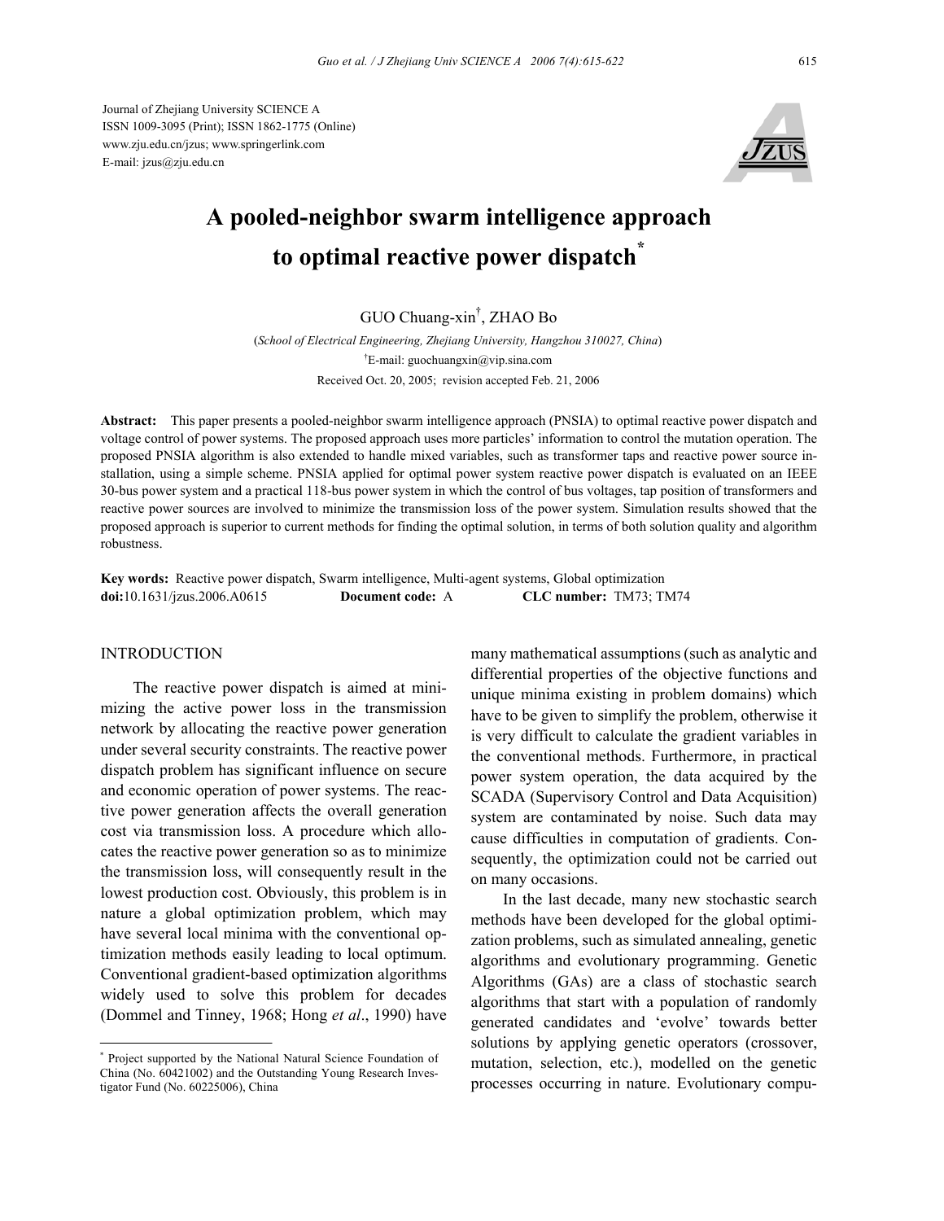Journal of Zhejiang University SCIENCE A
ISSN 1009-3095 (Print); ISSN 1862-1775 (Online)
www.zju.edu.cn/jzus; www.springerlink.com
E-mail: jzus@zju.edu.cn

# A pooled-neighbor swarm intelligence approach to optimal reactive power dispatch*

GUO Chuang-xin†, ZHAO Bo

(*School of Electrical Engineering, Zhejiang University, Hangzhou 310027, China*)

†E-mail: guochuangxin@vip.sina.com

Received Oct. 20, 2005; revision accepted Feb. 21, 2006

**Abstract:** This paper presents a pooled-neighbor swarm intelligence approach (PNSIA) to optimal reactive power dispatch and voltage control of power systems. The proposed approach uses more particles' information to control the mutation operation. The proposed PNSIA algorithm is also extended to handle mixed variables, such as transformer taps and reactive power source installation, using a simple scheme. PNSIA applied for optimal power system reactive power dispatch is evaluated on an IEEE 30-bus power system and a practical 118-bus power system in which the control of bus voltages, tap position of transformers and reactive power sources are involved to minimize the transmission loss of the power system. Simulation results showed that the proposed approach is superior to current methods for finding the optimal solution, in terms of both solution quality and algorithm robustness.

**Key words:** Reactive power dispatch, Swarm intelligence, Multi-agent systems, Global optimization

**doi:**10.1631/jzus.2006.A0615 **Document code:** A **CLC number:** TM73; TM74

## INTRODUCTION

The reactive power dispatch is aimed at minimizing the active power loss in the transmission network by allocating the reactive power generation under several security constraints. The reactive power dispatch problem has significant influence on secure and economic operation of power systems. The reactive power generation affects the overall generation cost via transmission loss. A procedure which allocates the reactive power generation so as to minimize the transmission loss, will consequently result in the lowest production cost. Obviously, this problem is in nature a global optimization problem, which may have several local minima with the conventional optimization methods easily leading to local optimum. Conventional gradient-based optimization algorithms widely used to solve this problem for decades (Dommel and Tinney, 1968; Hong *et al*., 1990) have many mathematical assumptions (such as analytic and differential properties of the objective functions and unique minima existing in problem domains) which have to be given to simplify the problem, otherwise it is very difficult to calculate the gradient variables in the conventional methods. Furthermore, in practical power system operation, the data acquired by the SCADA (Supervisory Control and Data Acquisition) system are contaminated by noise. Such data may cause difficulties in computation of gradients. Consequently, the optimization could not be carried out on many occasions.

In the last decade, many new stochastic search methods have been developed for the global optimization problems, such as simulated annealing, genetic algorithms and evolutionary programming. Genetic Algorithms (GAs) are a class of stochastic search algorithms that start with a population of randomly generated candidates and 'evolve' towards better solutions by applying genetic operators (crossover, mutation, selection, etc.), modelled on the genetic processes occurring in nature. Evolutionary compu-

---

* Project supported by the National Natural Science Foundation of China (No. 60421002) and the Outstanding Young Research Investigator Fund (No. 60225006), China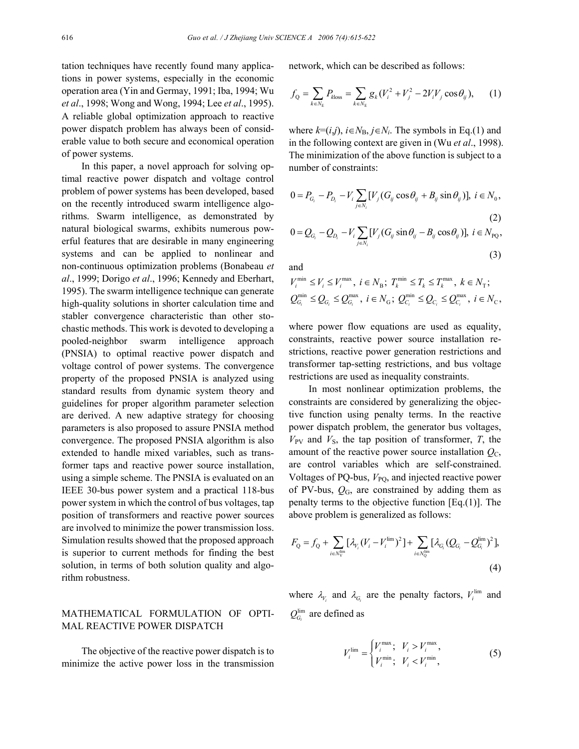tation techniques have recently found many applications in power systems, especially in the economic operation area (Yin and Germay, 1991; Iba, 1994; Wu *et al*., 1998; Wong and Wong, 1994; Lee *et al*., 1995). A reliable global optimization approach to reactive power dispatch problem has always been of considerable value to both secure and economical operation of power systems.

In this paper, a novel approach for solving optimal reactive power dispatch and voltage control problem of power systems has been developed, based on the recently introduced swarm intelligence algorithms. Swarm intelligence, as demonstrated by natural biological swarms, exhibits numerous powerful features that are desirable in many engineering systems and can be applied to nonlinear and non-continuous optimization problems (Bonabeau *et al*., 1999; Dorigo *et al*., 1996; Kennedy and Eberhart, 1995). The swarm intelligence technique can generate high-quality solutions in shorter calculation time and stabler convergence characteristic than other stochastic methods. This work is devoted to developing a pooled-neighbor swarm intelligence approach (PNSIA) to optimal reactive power dispatch and voltage control of power systems. The convergence property of the proposed PNSIA is analyzed using standard results from dynamic system theory and guidelines for proper algorithm parameter selection are derived. A new adaptive strategy for choosing parameters is also proposed to assure PNSIA method convergence. The proposed PNSIA algorithm is also extended to handle mixed variables, such as transformer taps and reactive power source installation, using a simple scheme. The PNSIA is evaluated on an IEEE 30-bus power system and a practical 118-bus power system in which the control of bus voltages, tap position of transformers and reactive power sources are involved to minimize the power transmission loss. Simulation results showed that the proposed approach is superior to current methods for finding the best solution, in terms of both solution quality and algorithm robustness.

## MATHEMATICAL FORMULATION OF OPTIMAL REACTIVE POWER DISPATCH

The objective of the reactive power dispatch is to minimize the active power loss in the transmission network, which can be described as follows:

$$f_{\mathrm{Q}} = \sum_{k\in N_{\mathrm{E}}} P_{k\mathrm{loss}} = \sum_{k\in N_{\mathrm{E}}} g_k (V_i^2 + V_j^2 - 2V_iV_j\cos\theta_{ij}), \quad (1)$$

where $k=(i,j)$, $i\in N_{\mathrm{B}}$, $j\in N_i$. The symbols in Eq.(1) and in the following context are given in (Wu *et al*., 1998). The minimization of the above function is subject to a number of constraints:

$$0 = P_{G_i} - P_{D_i} - V_i \sum_{j\in N_i} [V_j (G_{ij}\cos\theta_{ij} + B_{ij}\sin\theta_{ij})],\ i\in N_0, \quad (2)$$

$$0 = Q_{G_i} - Q_{D_i} - V_i \sum_{j\in N_i} [V_j (G_{ij}\sin\theta_{ij} - B_{ij}\cos\theta_{ij})],\ i\in N_{\mathrm{PQ}}, \quad (3)$$

and

$$V_i^{\min} \le V_i \le V_i^{\max},\ i\in N_{\mathrm{B}};\ T_k^{\min} \le T_k \le T_k^{\max},\ k\in N_{\mathrm{T}};$$
$$Q_{G_i}^{\min} \le Q_{G_i} \le Q_{G_i}^{\max},\ i\in N_{\mathrm{G}};\ Q_{C_i}^{\min} \le Q_{C_i} \le Q_{C_i}^{\max},\ i\in N_{\mathrm{C}},$$

where power flow equations are used as equality, constraints, reactive power source installation restrictions, reactive power generation restrictions and transformer tap-setting restrictions, and bus voltage restrictions are used as inequality constraints.

In most nonlinear optimization problems, the constraints are considered by generalizing the objective function using penalty terms. In the reactive power dispatch problem, the generator bus voltages, $V_{\mathrm{PV}}$ and $V_{\mathrm{S}}$, the tap position of transformer, $T$, the amount of the reactive power source installation $Q_{\mathrm{C}}$, are control variables which are self-constrained. Voltages of PQ-bus, $V_{\mathrm{PQ}}$, and injected reactive power of PV-bus, $Q_{\mathrm{G}}$, are constrained by adding them as penalty terms to the objective function [Eq.(1)]. The above problem is generalized as follows:

$$F_{\mathrm{Q}} = f_{\mathrm{Q}} + \sum_{i\in N_{\mathrm{V}}^{\lim}} [\lambda_{V_i} (V_i - V_i^{\lim})^2] + \sum_{i\in N_{\mathrm{Q}}^{\lim}} [\lambda_{G_i} (Q_{G_i} - Q_{G_i}^{\lim})^2], \quad (4)$$

where $\lambda_{V_i}$ and $\lambda_{G_i}$ are the penalty factors, $V_i^{\lim}$ and $Q_{G_i}^{\lim}$ are defined as

$$V_i^{\lim} = \begin{cases} V_i^{\max}; & V_i > V_i^{\max}, \\ V_i^{\min}; & V_i < V_i^{\min}, \end{cases} \quad (5)$$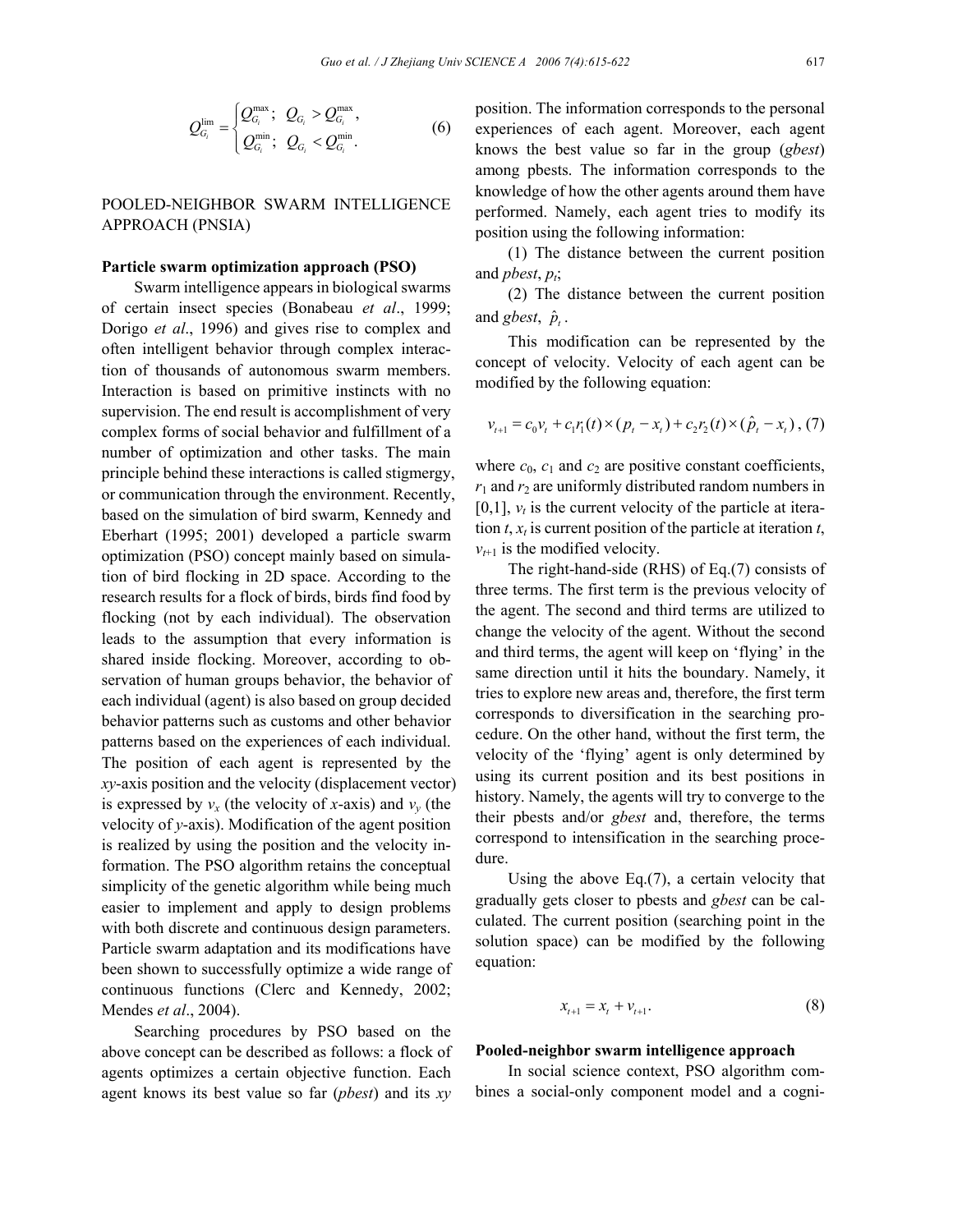$$Q_{G_i}^{\lim} = \begin{cases} Q_{G_i}^{\max}; & Q_{G_i} > Q_{G_i}^{\max}, \\ Q_{G_i}^{\min}; & Q_{G_i} < Q_{G_i}^{\min}. \end{cases} \tag{6}$$

## POOLED-NEIGHBOR SWARM INTELLIGENCE APPROACH (PNSIA)

### Particle swarm optimization approach (PSO)

Swarm intelligence appears in biological swarms of certain insect species (Bonabeau *et al*., 1999; Dorigo *et al*., 1996) and gives rise to complex and often intelligent behavior through complex interaction of thousands of autonomous swarm members. Interaction is based on primitive instincts with no supervision. The end result is accomplishment of very complex forms of social behavior and fulfillment of a number of optimization and other tasks. The main principle behind these interactions is called stigmergy, or communication through the environment. Recently, based on the simulation of bird swarm, Kennedy and Eberhart (1995; 2001) developed a particle swarm optimization (PSO) concept mainly based on simulation of bird flocking in 2D space. According to the research results for a flock of birds, birds find food by flocking (not by each individual). The observation leads to the assumption that every information is shared inside flocking. Moreover, according to observation of human groups behavior, the behavior of each individual (agent) is also based on group decided behavior patterns such as customs and other behavior patterns based on the experiences of each individual. The position of each agent is represented by the *xy*-axis position and the velocity (displacement vector) is expressed by $v_x$ (the velocity of *x*-axis) and $v_y$ (the velocity of *y*-axis). Modification of the agent position is realized by using the position and the velocity information. The PSO algorithm retains the conceptual simplicity of the genetic algorithm while being much easier to implement and apply to design problems with both discrete and continuous design parameters. Particle swarm adaptation and its modifications have been shown to successfully optimize a wide range of continuous functions (Clerc and Kennedy, 2002; Mendes *et al*., 2004).

Searching procedures by PSO based on the above concept can be described as follows: a flock of agents optimizes a certain objective function. Each agent knows its best value so far (*pbest*) and its *xy* position. The information corresponds to the personal experiences of each agent. Moreover, each agent knows the best value so far in the group (*gbest*) among pbests. The information corresponds to the knowledge of how the other agents around them have performed. Namely, each agent tries to modify its position using the following information:

(1) The distance between the current position and *pbest*, $p_t$;

(2) The distance between the current position and *gbest*, $\hat{p}_t$.

This modification can be represented by the concept of velocity. Velocity of each agent can be modified by the following equation:

$$v_{t+1} = c_0 v_t + c_1 r_1(t) \times (p_t - x_t) + c_2 r_2(t) \times (\hat{p}_t - x_t), \tag{7}$$

where $c_0$, $c_1$ and $c_2$ are positive constant coefficients, $r_1$ and $r_2$ are uniformly distributed random numbers in [0,1], $v_t$ is the current velocity of the particle at iteration *t*, $x_t$ is current position of the particle at iteration *t*, $v_{t+1}$ is the modified velocity.

The right-hand-side (RHS) of Eq.(7) consists of three terms. The first term is the previous velocity of the agent. The second and third terms are utilized to change the velocity of the agent. Without the second and third terms, the agent will keep on 'flying' in the same direction until it hits the boundary. Namely, it tries to explore new areas and, therefore, the first term corresponds to diversification in the searching procedure. On the other hand, without the first term, the velocity of the 'flying' agent is only determined by using its current position and its best positions in history. Namely, the agents will try to converge to the their pbests and/or *gbest* and, therefore, the terms correspond to intensification in the searching procedure.

Using the above Eq.(7), a certain velocity that gradually gets closer to pbests and *gbest* can be calculated. The current position (searching point in the solution space) can be modified by the following equation:

$$x_{t+1} = x_t + v_{t+1}. \tag{8}$$

### Pooled-neighbor swarm intelligence approach

In social science context, PSO algorithm combines a social-only component model and a cogni-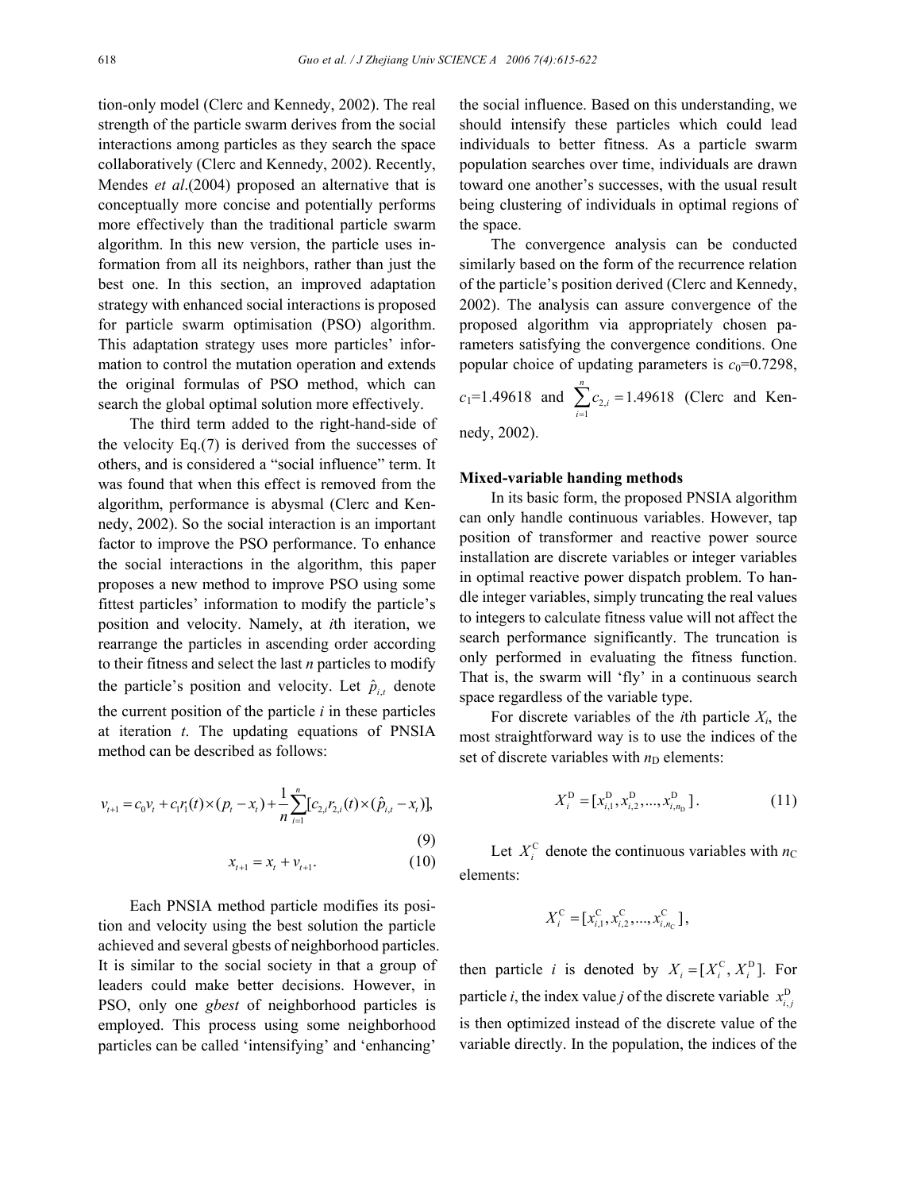tion-only model (Clerc and Kennedy, 2002). The real strength of the particle swarm derives from the social interactions among particles as they search the space collaboratively (Clerc and Kennedy, 2002). Recently, Mendes *et al*.(2004) proposed an alternative that is conceptually more concise and potentially performs more effectively than the traditional particle swarm algorithm. In this new version, the particle uses information from all its neighbors, rather than just the best one. In this section, an improved adaptation strategy with enhanced social interactions is proposed for particle swarm optimisation (PSO) algorithm. This adaptation strategy uses more particles' information to control the mutation operation and extends the original formulas of PSO method, which can search the global optimal solution more effectively.

The third term added to the right-hand-side of the velocity Eq.(7) is derived from the successes of others, and is considered a "social influence" term. It was found that when this effect is removed from the algorithm, performance is abysmal (Clerc and Kennedy, 2002). So the social interaction is an important factor to improve the PSO performance. To enhance the social interactions in the algorithm, this paper proposes a new method to improve PSO using some fittest particles' information to modify the particle's position and velocity. Namely, at *i*th iteration, we rearrange the particles in ascending order according to their fitness and select the last *n* particles to modify the particle's position and velocity. Let $\hat{p}_{i,t}$ denote the current position of the particle *i* in these particles at iteration *t*. The updating equations of PNSIA method can be described as follows:

$$v_{t+1} = c_0 v_t + c_1 r_1(t) \times (p_t - x_t) + \frac{1}{n}\sum_{i=1}^{n}[c_{2,i} r_{2,i}(t) \times (\hat{p}_{i,t} - x_t)], \tag{9}$$

$$x_{t+1} = x_t + v_{t+1}. \tag{10}$$

Each PNSIA method particle modifies its position and velocity using the best solution the particle achieved and several gbests of neighborhood particles. It is similar to the social society in that a group of leaders could make better decisions. However, in PSO, only one *gbest* of neighborhood particles is employed. This process using some neighborhood particles can be called 'intensifying' and 'enhancing' the social influence. Based on this understanding, we should intensify these particles which could lead individuals to better fitness. As a particle swarm population searches over time, individuals are drawn toward one another's successes, with the usual result being clustering of individuals in optimal regions of the space.

The convergence analysis can be conducted similarly based on the form of the recurrence relation of the particle's position derived (Clerc and Kennedy, 2002). The analysis can assure convergence of the proposed algorithm via appropriately chosen parameters satisfying the convergence conditions. One popular choice of updating parameters is $c_0$=0.7298, $c_1$=1.49618 and $\sum_{i=1}^{n} c_{2,i} = 1.49618$ (Clerc and Kennedy, 2002).

**Mixed-variable handing methods**

In its basic form, the proposed PNSIA algorithm can only handle continuous variables. However, tap position of transformer and reactive power source installation are discrete variables or integer variables in optimal reactive power dispatch problem. To handle integer variables, simply truncating the real values to integers to calculate fitness value will not affect the search performance significantly. The truncation is only performed in evaluating the fitness function. That is, the swarm will 'fly' in a continuous search space regardless of the variable type.

For discrete variables of the *i*th particle $X_i$, the most straightforward way is to use the indices of the set of discrete variables with $n_D$ elements:

$$X_i^{\mathrm{D}} = [x_{i,1}^{\mathrm{D}}, x_{i,2}^{\mathrm{D}}, ..., x_{i,n_{\mathrm{D}}}^{\mathrm{D}}]. \tag{11}$$

Let $X_i^{\mathrm{C}}$ denote the continuous variables with $n_{\mathrm{C}}$ elements:

$$X_i^{\mathrm{C}} = [x_{i,1}^{\mathrm{C}}, x_{i,2}^{\mathrm{C}}, ..., x_{i,n_{\mathrm{C}}}^{\mathrm{C}}],$$

then particle *i* is denoted by $X_i = [X_i^{\mathrm{C}}, X_i^{\mathrm{D}}]$. For particle *i*, the index value *j* of the discrete variable $x_{i,j}^{\mathrm{D}}$ is then optimized instead of the discrete value of the variable directly. In the population, the indices of the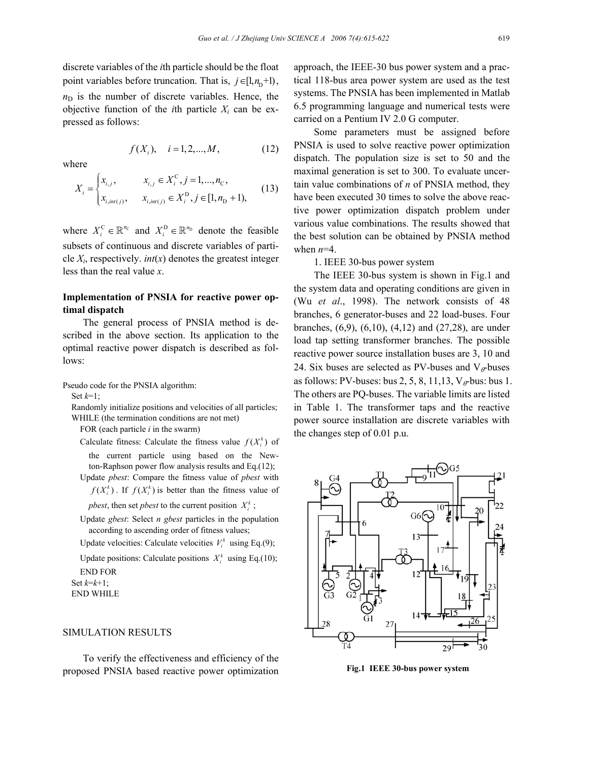discrete variables of the *i*th particle should be the float point variables before truncation. That is, $j \in [1, n_D+1)$, $n_D$ is the number of discrete variables. Hence, the objective function of the *i*th particle $X_i$ can be expressed as follows:

$$f(X_i), \quad i = 1, 2, ..., M, \tag{12}$$

where

$$X_i = \begin{cases} x_{i,j}, & x_{i,j} \in X_i^{\mathrm{C}}, j = 1, ..., n_{\mathrm{C}}, \\ x_{i,int(j)}, & x_{i,int(j)} \in X_i^{\mathrm{D}}, j \in [1, n_{\mathrm{D}} + 1), \end{cases} \tag{13}$$

where $X_i^{\mathrm{C}} \in \mathbb{R}^{n_{\mathrm{C}}}$ and $X_i^{\mathrm{D}} \in \mathbb{R}^{n_{\mathrm{D}}}$ denote the feasible subsets of continuous and discrete variables of particle $X_i$, respectively. $int(x)$ denotes the greatest integer less than the real value $x$.

**Implementation of PNSIA for reactive power optimal dispatch**

The general process of PNSIA method is described in the above section. Its application to the optimal reactive power dispatch is described as follows:

```
Pseudo code for the PNSIA algorithm:
  Set k=1;
  Randomly initialize positions and velocities of all particles;
  WHILE (the termination conditions are not met)
    FOR (each particle i in the swarm)
    Calculate fitness: Calculate the fitness value f(X_i^k) of
        the current particle using based on the New-
        ton-Raphson power flow analysis results and Eq.(12);
    Update pbest: Compare the fitness value of pbest with
        f(X_i^k). If f(X_i^k) is better than the fitness value of
        pbest, then set pbest to the current position X_i^k;
    Update gbest: Select n gbest particles in the population
        according to ascending order of fitness values;
    Update velocities: Calculate velocities V_i^k using Eq.(9);
    Update positions: Calculate positions X_i^k using Eq.(10);
    END FOR
  Set k=k+1;
  END WHILE
```

## SIMULATION RESULTS

To verify the effectiveness and efficiency of the proposed PNSIA based reactive power optimization approach, the IEEE-30 bus power system and a practical 118-bus area power system are used as the test systems. The PNSIA has been implemented in Matlab 6.5 programming language and numerical tests were carried on a Pentium IV 2.0 G computer.

Some parameters must be assigned before PNSIA is used to solve reactive power optimization dispatch. The population size is set to 50 and the maximal generation is set to 300. To evaluate uncertain value combinations of $n$ of PNSIA method, they have been executed 30 times to solve the above reactive power optimization dispatch problem under various value combinations. The results showed that the best solution can be obtained by PNSIA method when $n$=4.

1. IEEE 30-bus power system

The IEEE 30-bus system is shown in Fig.1 and the system data and operating conditions are given in (Wu *et al*., 1998). The network consists of 48 branches, 6 generator-buses and 22 load-buses. Four branches, (6,9), (6,10), (4,12) and (27,28), are under load tap setting transformer branches. The possible reactive power source installation buses are 3, 10 and 24. Six buses are selected as PV-buses and $V_\theta$-buses as follows: PV-buses: bus 2, 5, 8, 11,13, $V_\theta$-bus: bus 1. The others are PQ-buses. The variable limits are listed in Table 1. The transformer taps and the reactive power source installation are discrete variables with the changes step of 0.01 p.u.

**Fig.1 IEEE 30-bus power system**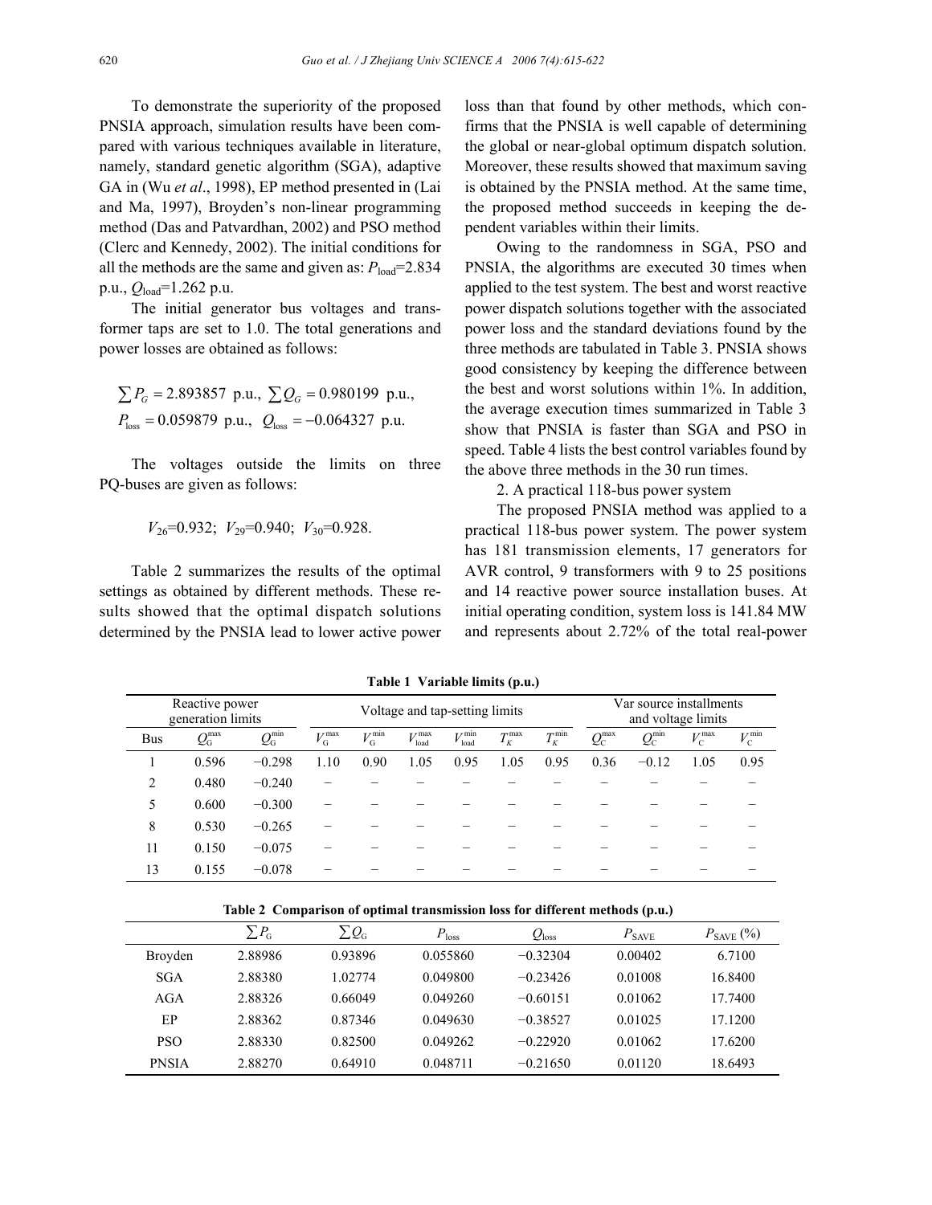To demonstrate the superiority of the proposed PNSIA approach, simulation results have been compared with various techniques available in literature, namely, standard genetic algorithm (SGA), adaptive GA in (Wu *et al*., 1998), EP method presented in (Lai and Ma, 1997), Broyden's non-linear programming method (Das and Patvardhan, 2002) and PSO method (Clerc and Kennedy, 2002). The initial conditions for all the methods are the same and given as: $P_{\text{load}}$=2.834 p.u., $Q_{\text{load}}$=1.262 p.u.

The initial generator bus voltages and transformer taps are set to 1.0. The total generations and power losses are obtained as follows:

$$\sum P_G = 2.893857 \text{ p.u.}, \sum Q_G = 0.980199 \text{ p.u.},$$
$$P_{\text{loss}} = 0.059879 \text{ p.u.}, \quad Q_{\text{loss}} = -0.064327 \text{ p.u.}$$

The voltages outside the limits on three PQ-buses are given as follows:

$$V_{26}=0.932; \ V_{29}=0.940; \ V_{30}=0.928.$$

Table 2 summarizes the results of the optimal settings as obtained by different methods. These results showed that the optimal dispatch solutions determined by the PNSIA lead to lower active power loss than that found by other methods, which confirms that the PNSIA is well capable of determining the global or near-global optimum dispatch solution. Moreover, these results showed that maximum saving is obtained by the PNSIA method. At the same time, the proposed method succeeds in keeping the dependent variables within their limits.

Owing to the randomness in SGA, PSO and PNSIA, the algorithms are executed 30 times when applied to the test system. The best and worst reactive power dispatch solutions together with the associated power loss and the standard deviations found by the three methods are tabulated in Table 3. PNSIA shows good consistency by keeping the difference between the best and worst solutions within 1%. In addition, the average execution times summarized in Table 3 show that PNSIA is faster than SGA and PSO in speed. Table 4 lists the best control variables found by the above three methods in the 30 run times.

2. A practical 118-bus power system

The proposed PNSIA method was applied to a practical 118-bus power system. The power system has 181 transmission elements, 17 generators for AVR control, 9 transformers with 9 to 25 positions and 14 reactive power source installation buses. At initial operating condition, system loss is 141.84 MW and represents about 2.72% of the total real-power

**Table 1 Variable limits (p.u.)**

| Reactive power generation limits | | | Voltage and tap-setting limits | | | | | | Var source installments and voltage limits | | | |
|---|---|---|---|---|---|---|---|---|---|---|---|---|
| Bus | $Q_G^{\max}$ | $Q_G^{\min}$ | $V_G^{\max}$ | $V_G^{\min}$ | $V_{\text{load}}^{\max}$ | $V_{\text{load}}^{\min}$ | $T_K^{\max}$ | $T_K^{\min}$ | $Q_C^{\max}$ | $Q_C^{\min}$ | $V_C^{\max}$ | $V_C^{\min}$ |
| 1 | 0.596 | −0.298 | 1.10 | 0.90 | 1.05 | 0.95 | 1.05 | 0.95 | 0.36 | −0.12 | 1.05 | 0.95 |
| 2 | 0.480 | −0.240 | − | − | − | − | − | − | − | − | − | − |
| 5 | 0.600 | −0.300 | − | − | − | − | − | − | − | − | − | − |
| 8 | 0.530 | −0.265 | − | − | − | − | − | − | − | − | − | − |
| 11 | 0.150 | −0.075 | − | − | − | − | − | − | − | − | − | − |
| 13 | 0.155 | −0.078 | − | − | − | − | − | − | − | − | − | − |

**Table 2 Comparison of optimal transmission loss for different methods (p.u.)**

| | $\sum P_G$ | $\sum Q_G$ | $P_{\text{loss}}$ | $Q_{\text{loss}}$ | $P_{\text{SAVE}}$ | $P_{\text{SAVE}}$ (%) |
|---|---|---|---|---|---|---|
| Broyden | 2.88986 | 0.93896 | 0.055860 | −0.32304 | 0.00402 | 6.7100 |
| SGA | 2.88380 | 1.02774 | 0.049800 | −0.23426 | 0.01008 | 16.8400 |
| AGA | 2.88326 | 0.66049 | 0.049260 | −0.60151 | 0.01062 | 17.7400 |
| EP | 2.88362 | 0.87346 | 0.049630 | −0.38527 | 0.01025 | 17.1200 |
| PSO | 2.88330 | 0.82500 | 0.049262 | −0.22920 | 0.01062 | 17.6200 |
| PNSIA | 2.88270 | 0.64910 | 0.048711 | −0.21650 | 0.01120 | 18.6493 |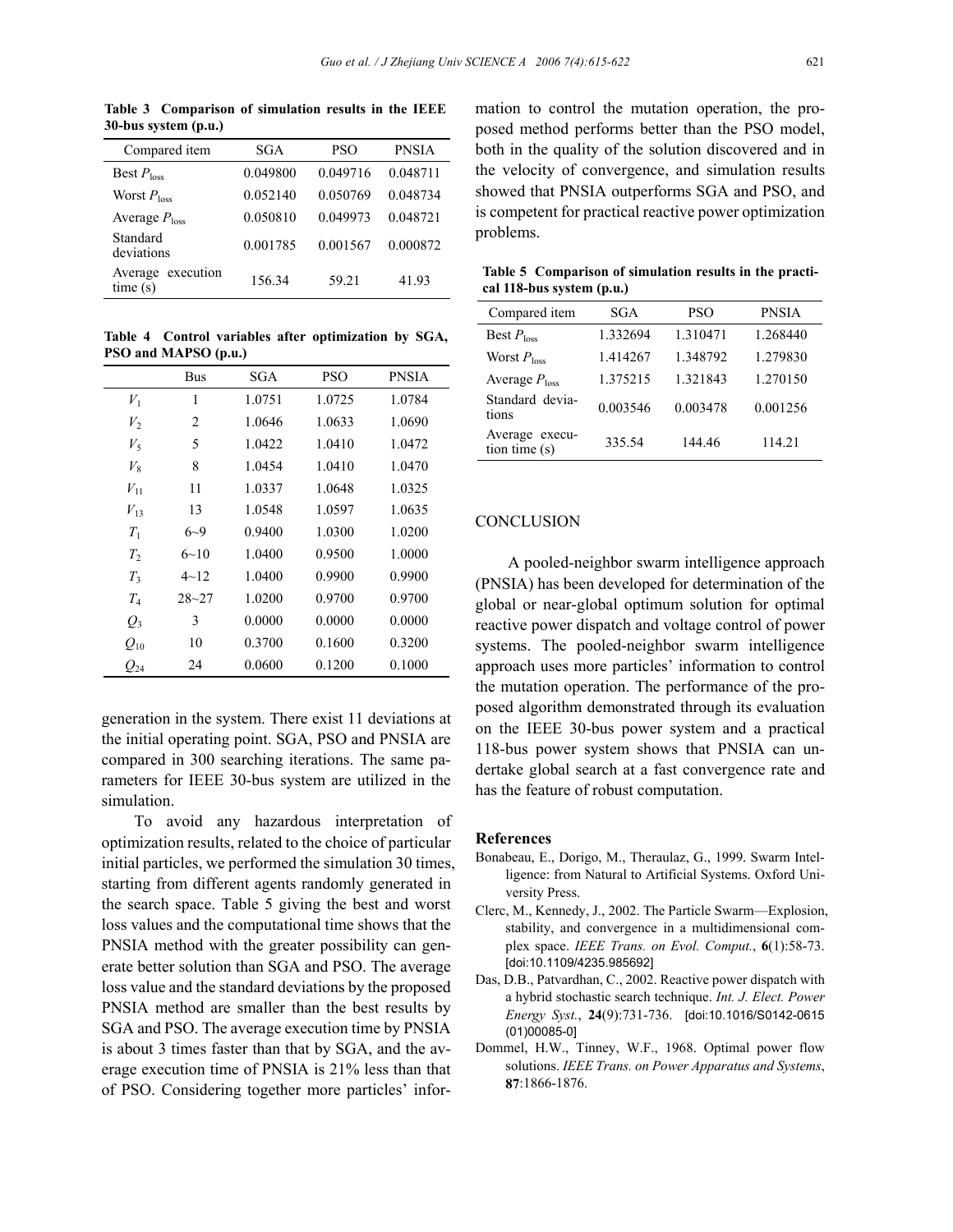**Table 3 Comparison of simulation results in the IEEE 30-bus system (p.u.)**

| Compared item | SGA | PSO | PNSIA |
|---|---|---|---|
| Best $P_{loss}$ | 0.049800 | 0.049716 | 0.048711 |
| Worst $P_{loss}$ | 0.052140 | 0.050769 | 0.048734 |
| Average $P_{loss}$ | 0.050810 | 0.049973 | 0.048721 |
| Standard deviations | 0.001785 | 0.001567 | 0.000872 |
| Average execution time (s) | 156.34 | 59.21 | 41.93 |

**Table 4 Control variables after optimization by SGA, PSO and MAPSO (p.u.)**

| | Bus | SGA | PSO | PNSIA |
|---|---|---|---|---|
| $V_1$ | 1 | 1.0751 | 1.0725 | 1.0784 |
| $V_2$ | 2 | 1.0646 | 1.0633 | 1.0690 |
| $V_5$ | 5 | 1.0422 | 1.0410 | 1.0472 |
| $V_8$ | 8 | 1.0454 | 1.0410 | 1.0470 |
| $V_{11}$ | 11 | 1.0337 | 1.0648 | 1.0325 |
| $V_{13}$ | 13 | 1.0548 | 1.0597 | 1.0635 |
| $T_1$ | 6~9 | 0.9400 | 1.0300 | 1.0200 |
| $T_2$ | 6~10 | 1.0400 | 0.9500 | 1.0000 |
| $T_3$ | 4~12 | 1.0400 | 0.9900 | 0.9900 |
| $T_4$ | 28~27 | 1.0200 | 0.9700 | 0.9700 |
| $Q_3$ | 3 | 0.0000 | 0.0000 | 0.0000 |
| $Q_{10}$ | 10 | 0.3700 | 0.1600 | 0.3200 |
| $Q_{24}$ | 24 | 0.0600 | 0.1200 | 0.1000 |

generation in the system. There exist 11 deviations at the initial operating point. SGA, PSO and PNSIA are compared in 300 searching iterations. The same parameters for IEEE 30-bus system are utilized in the simulation.

To avoid any hazardous interpretation of optimization results, related to the choice of particular initial particles, we performed the simulation 30 times, starting from different agents randomly generated in the search space. Table 5 giving the best and worst loss values and the computational time shows that the PNSIA method with the greater possibility can generate better solution than SGA and PSO. The average loss value and the standard deviations by the proposed PNSIA method are smaller than the best results by SGA and PSO. The average execution time by PNSIA is about 3 times faster than that by SGA, and the average execution time of PNSIA is 21% less than that of PSO. Considering together more particles' information to control the mutation operation, the proposed method performs better than the PSO model, both in the quality of the solution discovered and in the velocity of convergence, and simulation results showed that PNSIA outperforms SGA and PSO, and is competent for practical reactive power optimization problems.

**Table 5 Comparison of simulation results in the practical 118-bus system (p.u.)**

| Compared item | SGA | PSO | PNSIA |
|---|---|---|---|
| Best $P_{loss}$ | 1.332694 | 1.310471 | 1.268440 |
| Worst $P_{loss}$ | 1.414267 | 1.348792 | 1.279830 |
| Average $P_{loss}$ | 1.375215 | 1.321843 | 1.270150 |
| Standard deviations | 0.003546 | 0.003478 | 0.001256 |
| Average execution time (s) | 335.54 | 144.46 | 114.21 |

## CONCLUSION

A pooled-neighbor swarm intelligence approach (PNSIA) has been developed for determination of the global or near-global optimum solution for optimal reactive power dispatch and voltage control of power systems. The pooled-neighbor swarm intelligence approach uses more particles' information to control the mutation operation. The performance of the proposed algorithm demonstrated through its evaluation on the IEEE 30-bus power system and a practical 118-bus power system shows that PNSIA can undertake global search at a fast convergence rate and has the feature of robust computation.

### References

Bonabeau, E., Dorigo, M., Theraulaz, G., 1999. Swarm Intelligence: from Natural to Artificial Systems. Oxford University Press.

Clerc, M., Kennedy, J., 2002. The Particle Swarm—Explosion, stability, and convergence in a multidimensional complex space. *IEEE Trans. on Evol. Comput.*, **6**(1):58-73. [doi:10.1109/4235.985692]

Das, D.B., Patvardhan, C., 2002. Reactive power dispatch with a hybrid stochastic search technique. *Int. J. Elect. Power Energy Syst.*, **24**(9):731-736. [doi:10.1016/S0142-0615(01)00085-0]

Dommel, H.W., Tinney, W.F., 1968. Optimal power flow solutions. *IEEE Trans. on Power Apparatus and Systems*, **87**:1866-1876.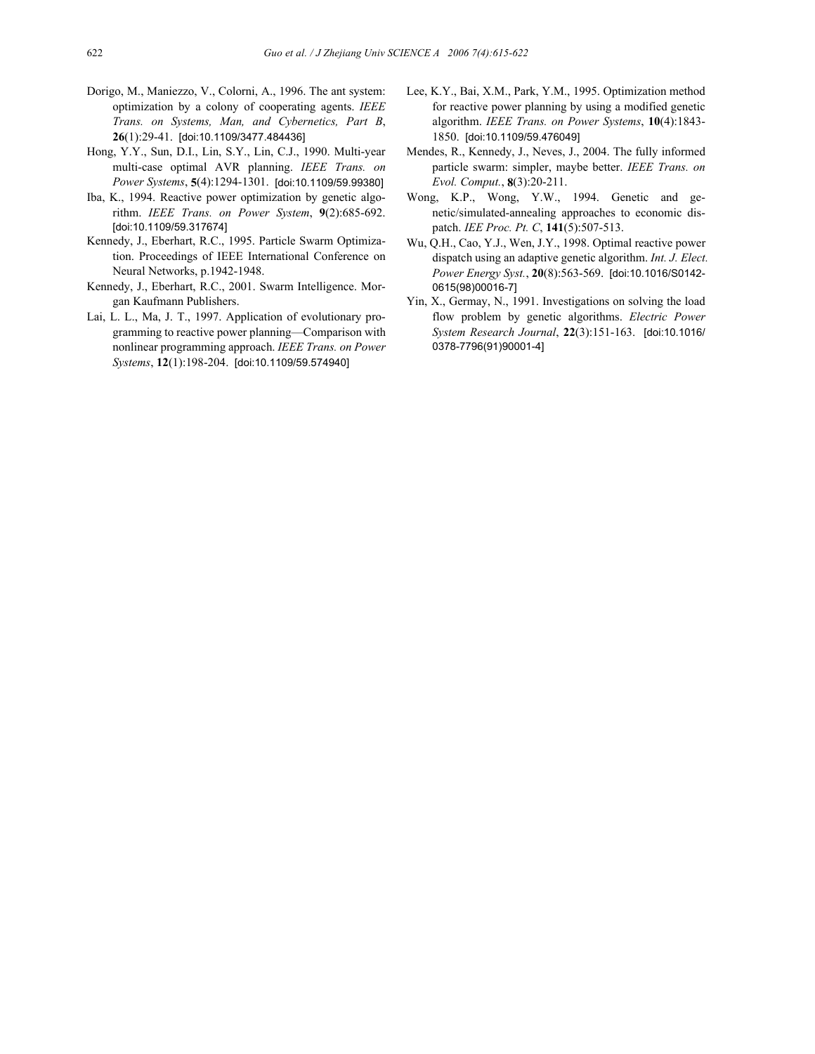Dorigo, M., Maniezzo, V., Colorni, A., 1996. The ant system: optimization by a colony of cooperating agents. *IEEE Trans. on Systems, Man, and Cybernetics, Part B*, **26**(1):29-41. [doi:10.1109/3477.484436]

Hong, Y.Y., Sun, D.I., Lin, S.Y., Lin, C.J., 1990. Multi-year multi-case optimal AVR planning. *IEEE Trans. on Power Systems*, **5**(4):1294-1301. [doi:10.1109/59.99380]

Iba, K., 1994. Reactive power optimization by genetic algorithm. *IEEE Trans. on Power System*, **9**(2):685-692. [doi:10.1109/59.317674]

Kennedy, J., Eberhart, R.C., 1995. Particle Swarm Optimization. Proceedings of IEEE International Conference on Neural Networks, p.1942-1948.

Kennedy, J., Eberhart, R.C., 2001. Swarm Intelligence. Morgan Kaufmann Publishers.

Lai, L. L., Ma, J. T., 1997. Application of evolutionary programming to reactive power planning—Comparison with nonlinear programming approach. *IEEE Trans. on Power Systems*, **12**(1):198-204. [doi:10.1109/59.574940]

Lee, K.Y., Bai, X.M., Park, Y.M., 1995. Optimization method for reactive power planning by using a modified genetic algorithm. *IEEE Trans. on Power Systems*, **10**(4):1843-1850. [doi:10.1109/59.476049]

Mendes, R., Kennedy, J., Neves, J., 2004. The fully informed particle swarm: simpler, maybe better. *IEEE Trans. on Evol. Comput.*, **8**(3):20-211.

Wong, K.P., Wong, Y.W., 1994. Genetic and genetic/simulated-annealing approaches to economic dispatch. *IEE Proc. Pt. C*, **141**(5):507-513.

Wu, Q.H., Cao, Y.J., Wen, J.Y., 1998. Optimal reactive power dispatch using an adaptive genetic algorithm. *Int. J. Elect. Power Energy Syst.*, **20**(8):563-569. [doi:10.1016/S0142-0615(98)00016-7]

Yin, X., Germay, N., 1991. Investigations on solving the load flow problem by genetic algorithms. *Electric Power System Research Journal*, **22**(3):151-163. [doi:10.1016/0378-7796(91)90001-4]